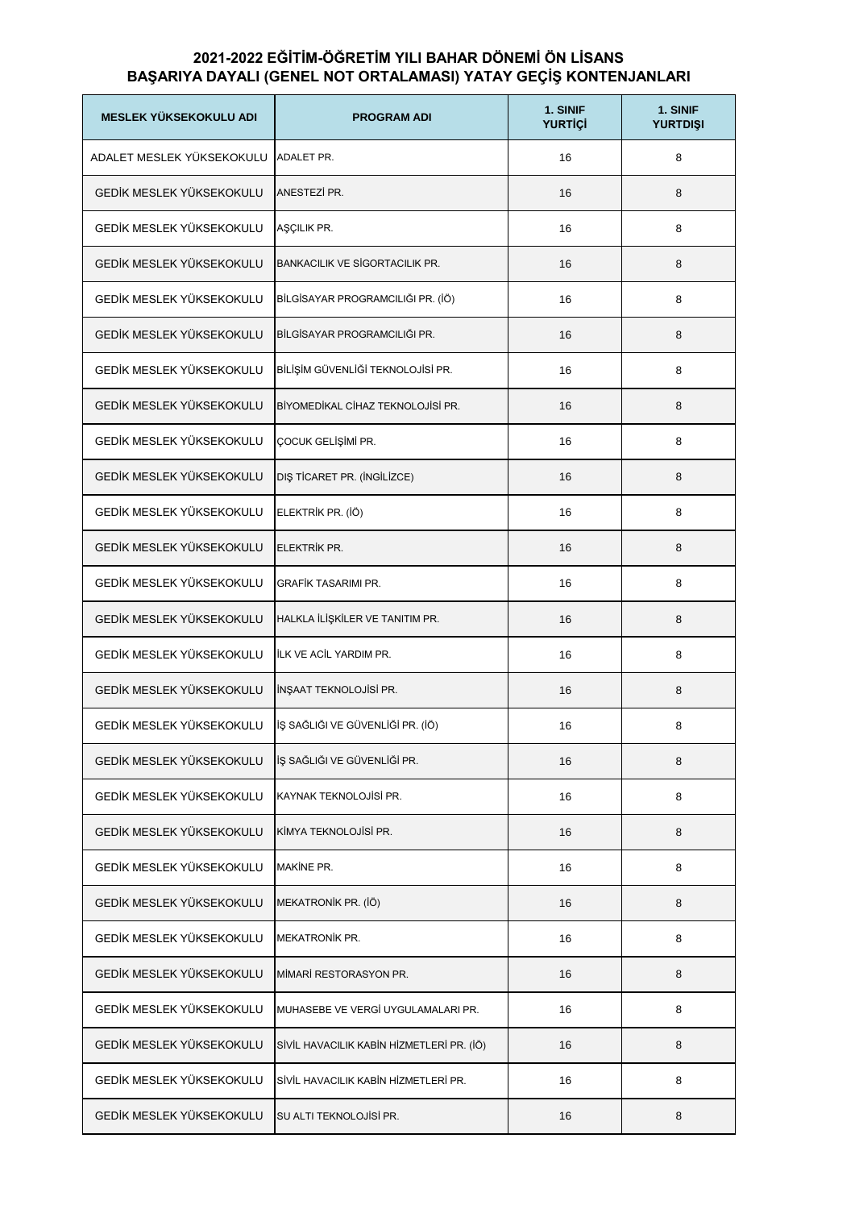## 2021-2022 EĞİTİM-ÖĞRETİM YILI BAHAR DÖNEMİ ÖN LİSANS BAŞARIYA DAYALI (GENEL NOT ORTALAMASI) YATAY GEÇİŞ KONTENJANLARI

| MESLEK YÜKSEKOKULU ADI | PROGRAM ADI | 1. SINIF YURTİÇİ | 1. SINIF YURTDIŞI |
|---|---|---|---|
| ADALET MESLEK YÜKSEKOKULU | ADALET PR. | 16 | 8 |
| GEDİK MESLEK YÜKSEKOKULU | ANESTEZİ PR. | 16 | 8 |
| GEDİK MESLEK YÜKSEKOKULU | AŞÇILIK PR. | 16 | 8 |
| GEDİK MESLEK YÜKSEKOKULU | BANKACILIK VE SİGORTACILIK PR. | 16 | 8 |
| GEDİK MESLEK YÜKSEKOKULU | BİLGİSAYAR PROGRAMCILIĞI PR. (İÖ) | 16 | 8 |
| GEDİK MESLEK YÜKSEKOKULU | BİLGİSAYAR PROGRAMCILIĞI PR. | 16 | 8 |
| GEDİK MESLEK YÜKSEKOKULU | BİLİŞİM GÜVENLİĞİ TEKNOLOJİSİ PR. | 16 | 8 |
| GEDİK MESLEK YÜKSEKOKULU | BİYOMEDİKAL CİHAZ TEKNOLOJİSİ PR. | 16 | 8 |
| GEDİK MESLEK YÜKSEKOKULU | ÇOCUK GELİŞİMİ PR. | 16 | 8 |
| GEDİK MESLEK YÜKSEKOKULU | DIŞ TİCARET PR. (İNGİLİZCE) | 16 | 8 |
| GEDİK MESLEK YÜKSEKOKULU | ELEKTRİK PR. (İÖ) | 16 | 8 |
| GEDİK MESLEK YÜKSEKOKULU | ELEKTRİK PR. | 16 | 8 |
| GEDİK MESLEK YÜKSEKOKULU | GRAFİK TASARIMI PR. | 16 | 8 |
| GEDİK MESLEK YÜKSEKOKULU | HALKLA İLİŞKİLER VE TANITIM PR. | 16 | 8 |
| GEDİK MESLEK YÜKSEKOKULU | İLK VE ACİL YARDIM PR. | 16 | 8 |
| GEDİK MESLEK YÜKSEKOKULU | İNŞAAT TEKNOLOJİSİ PR. | 16 | 8 |
| GEDİK MESLEK YÜKSEKOKULU | İŞ SAĞLIĞI VE GÜVENLİĞİ PR. (İÖ) | 16 | 8 |
| GEDİK MESLEK YÜKSEKOKULU | İŞ SAĞLIĞI VE GÜVENLİĞİ PR. | 16 | 8 |
| GEDİK MESLEK YÜKSEKOKULU | KAYNAK TEKNOLOJİSİ PR. | 16 | 8 |
| GEDİK MESLEK YÜKSEKOKULU | KİMYA TEKNOLOJİSİ PR. | 16 | 8 |
| GEDİK MESLEK YÜKSEKOKULU | MAKİNE PR. | 16 | 8 |
| GEDİK MESLEK YÜKSEKOKULU | MEKATRONİK PR. (İÖ) | 16 | 8 |
| GEDİK MESLEK YÜKSEKOKULU | MEKATRONİK PR. | 16 | 8 |
| GEDİK MESLEK YÜKSEKOKULU | MİMARİ RESTORASYON PR. | 16 | 8 |
| GEDİK MESLEK YÜKSEKOKULU | MUHASEBE VE VERGİ UYGULAMALARI PR. | 16 | 8 |
| GEDİK MESLEK YÜKSEKOKULU | SİVİL HAVACILIK KABİN HİZMETLERİ PR. (İÖ) | 16 | 8 |
| GEDİK MESLEK YÜKSEKOKULU | SİVİL HAVACILIK KABİN HİZMETLERİ PR. | 16 | 8 |
| GEDİK MESLEK YÜKSEKOKULU | SU ALTI TEKNOLOJİSİ PR. | 16 | 8 |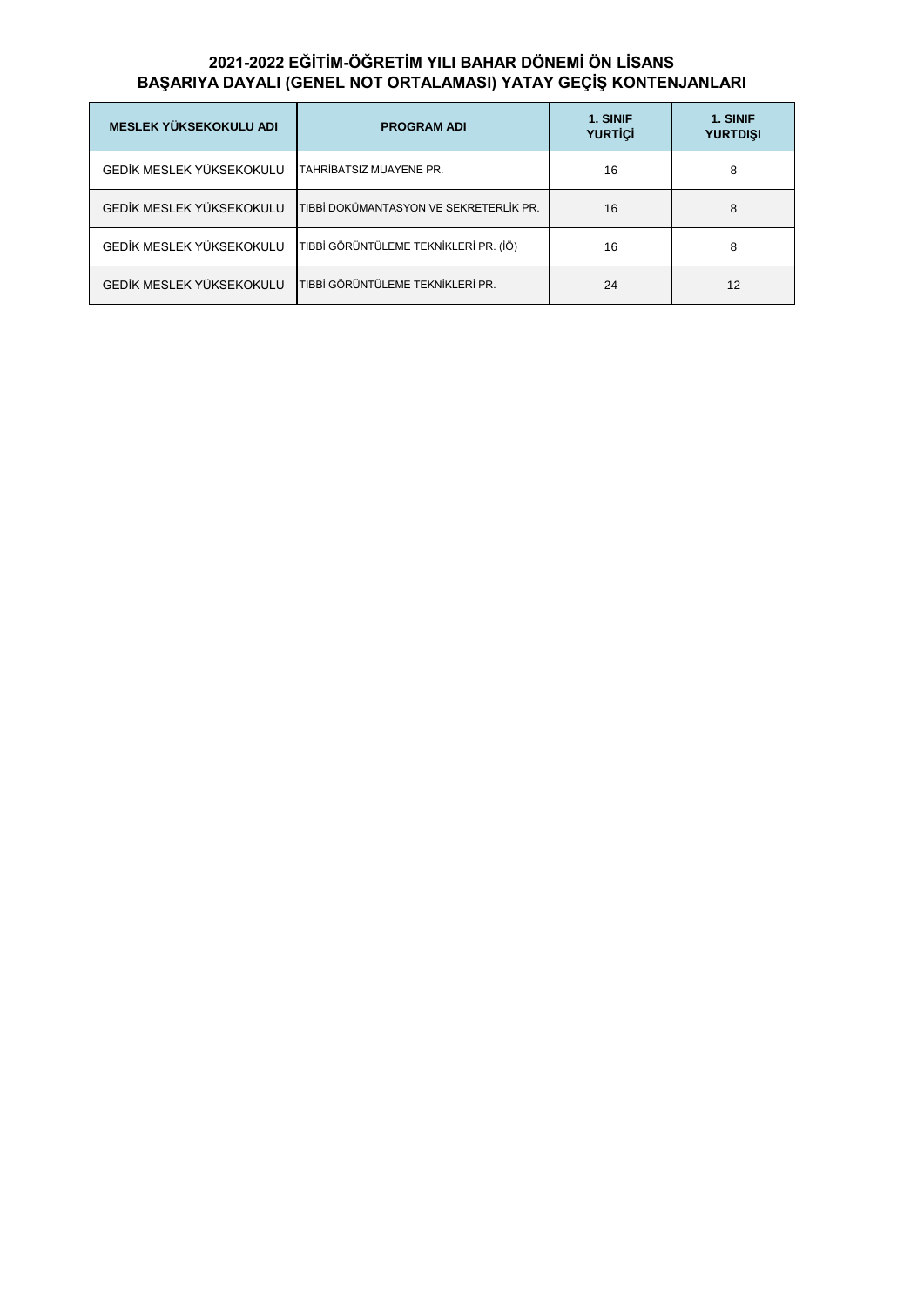## 2021-2022 EĞİTİM-ÖĞRETİM YILI BAHAR DÖNEMİ ÖN LİSANS BAŞARIYA DAYALI (GENEL NOT ORTALAMASI) YATAY GEÇİŞ KONTENJANLARI

| MESLEK YÜKSEKOKULU ADI | PROGRAM ADI | 1. SINIF YURTİÇİ | 1. SINIF YURTDIŞI |
|---|---|---|---|
| GEDİK MESLEK YÜKSEKOKULU | TAHRİBATSIZ MUAYENE PR. | 16 | 8 |
| GEDİK MESLEK YÜKSEKOKULU | TIBBİ DOKÜMANTASYON VE SEKRETERLİK PR. | 16 | 8 |
| GEDİK MESLEK YÜKSEKOKULU | TIBBİ GÖRÜNTÜLEME TEKNİKLERİ PR. (İÖ) | 16 | 8 |
| GEDİK MESLEK YÜKSEKOKULU | TIBBİ GÖRÜNTÜLEME TEKNİKLERİ PR. | 24 | 12 |